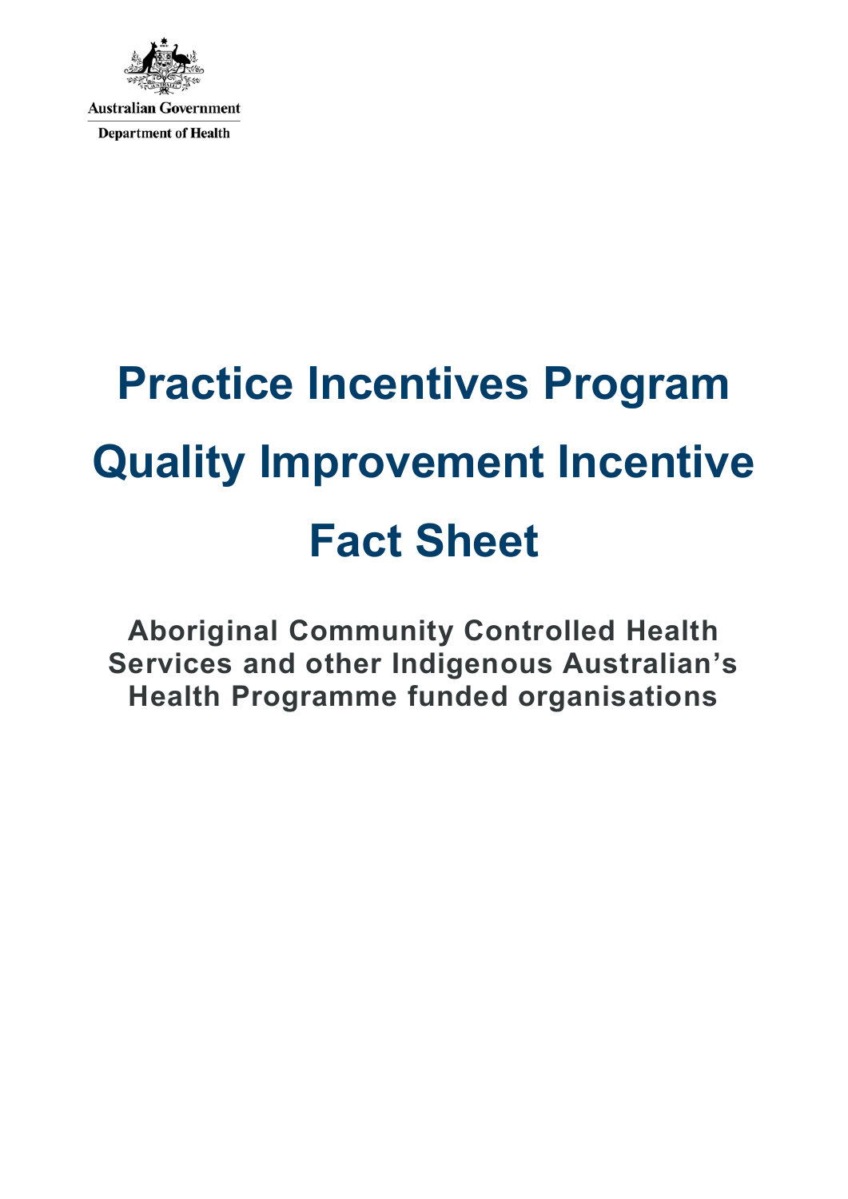Australian Government

Department of Health

# Practice Incentives Program Quality Improvement Incentive Fact Sheet

## Aboriginal Community Controlled Health Services and other Indigenous Australian's Health Programme funded organisations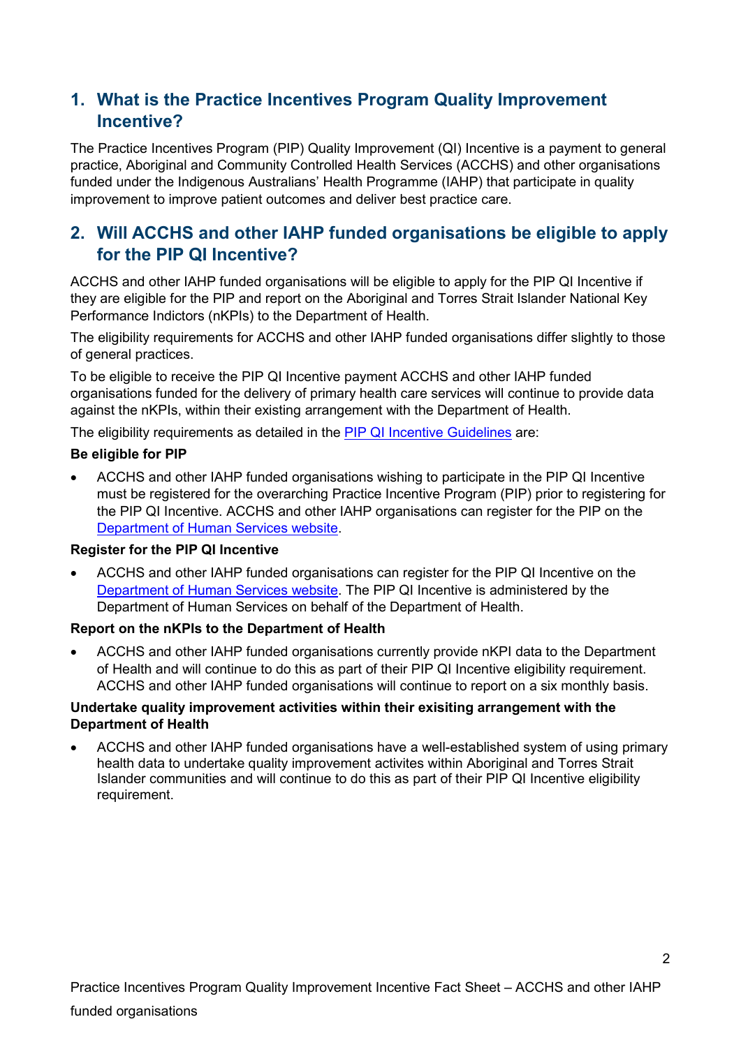## 1. What is the Practice Incentives Program Quality Improvement Incentive?

The Practice Incentives Program (PIP) Quality Improvement (QI) Incentive is a payment to general practice, Aboriginal and Community Controlled Health Services (ACCHS) and other organisations funded under the Indigenous Australians' Health Programme (IAHP) that participate in quality improvement to improve patient outcomes and deliver best practice care.

## 2. Will ACCHS and other IAHP funded organisations be eligible to apply for the PIP QI Incentive?

ACCHS and other IAHP funded organisations will be eligible to apply for the PIP QI Incentive if they are eligible for the PIP and report on the Aboriginal and Torres Strait Islander National Key Performance Indictors (nKPIs) to the Department of Health.

The eligibility requirements for ACCHS and other IAHP funded organisations differ slightly to those of general practices.

To be eligible to receive the PIP QI Incentive payment ACCHS and other IAHP funded organisations funded for the delivery of primary health care services will continue to provide data against the nKPIs, within their existing arrangement with the Department of Health.

The eligibility requirements as detailed in the PIP QI Incentive Guidelines are:

**Be eligible for PIP**

- ACCHS and other IAHP funded organisations wishing to participate in the PIP QI Incentive must be registered for the overarching Practice Incentive Program (PIP) prior to registering for the PIP QI Incentive. ACCHS and other IAHP organisations can register for the PIP on the Department of Human Services website.

**Register for the PIP QI Incentive**

- ACCHS and other IAHP funded organisations can register for the PIP QI Incentive on the Department of Human Services website. The PIP QI Incentive is administered by the Department of Human Services on behalf of the Department of Health.

**Report on the nKPIs to the Department of Health**

- ACCHS and other IAHP funded organisations currently provide nKPI data to the Department of Health and will continue to do this as part of their PIP QI Incentive eligibility requirement. ACCHS and other IAHP funded organisations will continue to report on a six monthly basis.

**Undertake quality improvement activities within their exisiting arrangement with the Department of Health**

- ACCHS and other IAHP funded organisations have a well-established system of using primary health data to undertake quality improvement activites within Aboriginal and Torres Strait Islander communities and will continue to do this as part of their PIP QI Incentive eligibility requirement.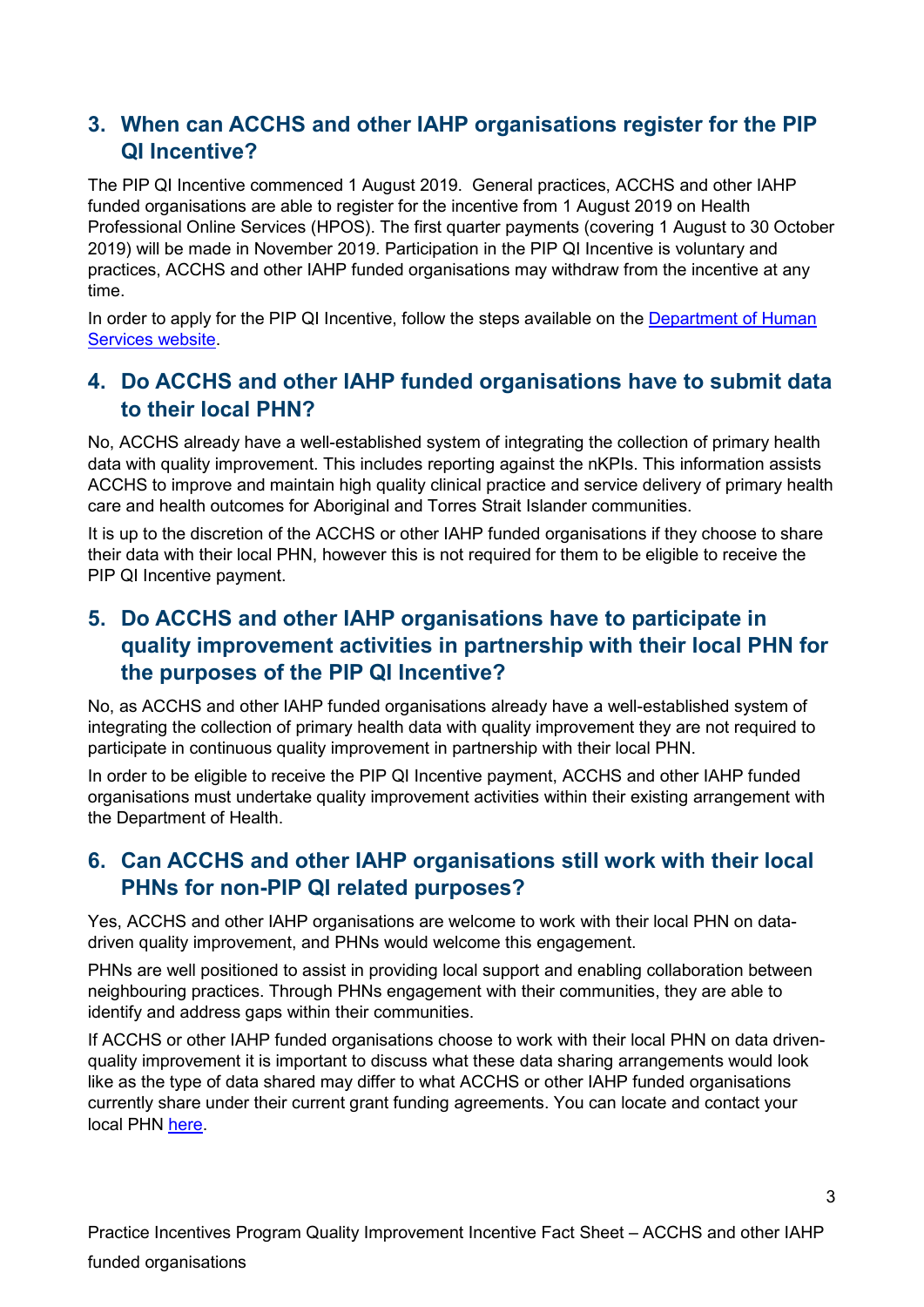## 3. When can ACCHS and other IAHP organisations register for the PIP QI Incentive?

The PIP QI Incentive commenced 1 August 2019. General practices, ACCHS and other IAHP funded organisations are able to register for the incentive from 1 August 2019 on Health Professional Online Services (HPOS). The first quarter payments (covering 1 August to 30 October 2019) will be made in November 2019. Participation in the PIP QI Incentive is voluntary and practices, ACCHS and other IAHP funded organisations may withdraw from the incentive at any time.

In order to apply for the PIP QI Incentive, follow the steps available on the [Department of Human Services website](Department of Human Services website).

## 4. Do ACCHS and other IAHP funded organisations have to submit data to their local PHN?

No, ACCHS already have a well-established system of integrating the collection of primary health data with quality improvement. This includes reporting against the nKPIs. This information assists ACCHS to improve and maintain high quality clinical practice and service delivery of primary health care and health outcomes for Aboriginal and Torres Strait Islander communities.

It is up to the discretion of the ACCHS or other IAHP funded organisations if they choose to share their data with their local PHN, however this is not required for them to be eligible to receive the PIP QI Incentive payment.

## 5. Do ACCHS and other IAHP organisations have to participate in quality improvement activities in partnership with their local PHN for the purposes of the PIP QI Incentive?

No, as ACCHS and other IAHP funded organisations already have a well-established system of integrating the collection of primary health data with quality improvement they are not required to participate in continuous quality improvement in partnership with their local PHN.

In order to be eligible to receive the PIP QI Incentive payment, ACCHS and other IAHP funded organisations must undertake quality improvement activities within their existing arrangement with the Department of Health.

## 6. Can ACCHS and other IAHP organisations still work with their local PHNs for non-PIP QI related purposes?

Yes, ACCHS and other IAHP organisations are welcome to work with their local PHN on data-driven quality improvement, and PHNs would welcome this engagement.

PHNs are well positioned to assist in providing local support and enabling collaboration between neighbouring practices. Through PHNs engagement with their communities, they are able to identify and address gaps within their communities.

If ACCHS or other IAHP funded organisations choose to work with their local PHN on data driven-quality improvement it is important to discuss what these data sharing arrangements would look like as the type of data shared may differ to what ACCHS or other IAHP funded organisations currently share under their current grant funding agreements. You can locate and contact your local PHN here.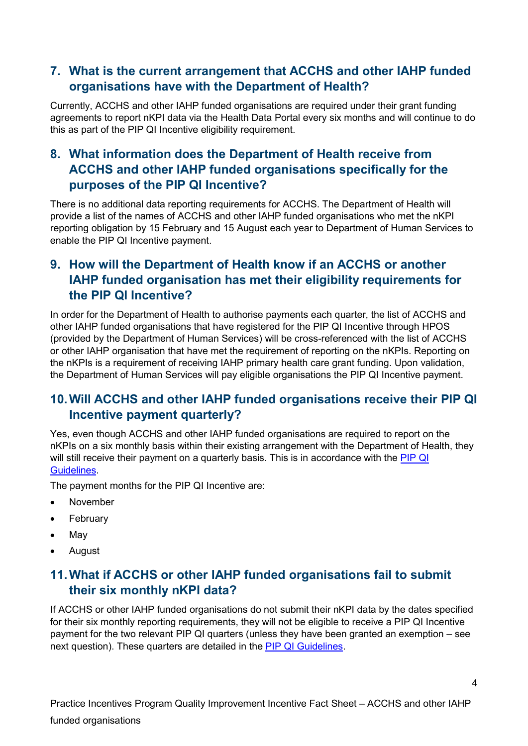## 7. What is the current arrangement that ACCHS and other IAHP funded organisations have with the Department of Health?

Currently, ACCHS and other IAHP funded organisations are required under their grant funding agreements to report nKPI data via the Health Data Portal every six months and will continue to do this as part of the PIP QI Incentive eligibility requirement.

## 8. What information does the Department of Health receive from ACCHS and other IAHP funded organisations specifically for the purposes of the PIP QI Incentive?

There is no additional data reporting requirements for ACCHS. The Department of Health will provide a list of the names of ACCHS and other IAHP funded organisations who met the nKPI reporting obligation by 15 February and 15 August each year to Department of Human Services to enable the PIP QI Incentive payment.

## 9. How will the Department of Health know if an ACCHS or another IAHP funded organisation has met their eligibility requirements for the PIP QI Incentive?

In order for the Department of Health to authorise payments each quarter, the list of ACCHS and other IAHP funded organisations that have registered for the PIP QI Incentive through HPOS (provided by the Department of Human Services) will be cross-referenced with the list of ACCHS or other IAHP organisation that have met the requirement of reporting on the nKPIs. Reporting on the nKPIs is a requirement of receiving IAHP primary health care grant funding. Upon validation, the Department of Human Services will pay eligible organisations the PIP QI Incentive payment.

## 10. Will ACCHS and other IAHP funded organisations receive their PIP QI Incentive payment quarterly?

Yes, even though ACCHS and other IAHP funded organisations are required to report on the nKPIs on a six monthly basis within their existing arrangement with the Department of Health, they will still receive their payment on a quarterly basis. This is in accordance with the PIP QI Guidelines.

The payment months for the PIP QI Incentive are:

- November
- February
- May
- August

## 11. What if ACCHS or other IAHP funded organisations fail to submit their six monthly nKPI data?

If ACCHS or other IAHP funded organisations do not submit their nKPI data by the dates specified for their six monthly reporting requirements, they will not be eligible to receive a PIP QI Incentive payment for the two relevant PIP QI quarters (unless they have been granted an exemption – see next question). These quarters are detailed in the PIP QI Guidelines.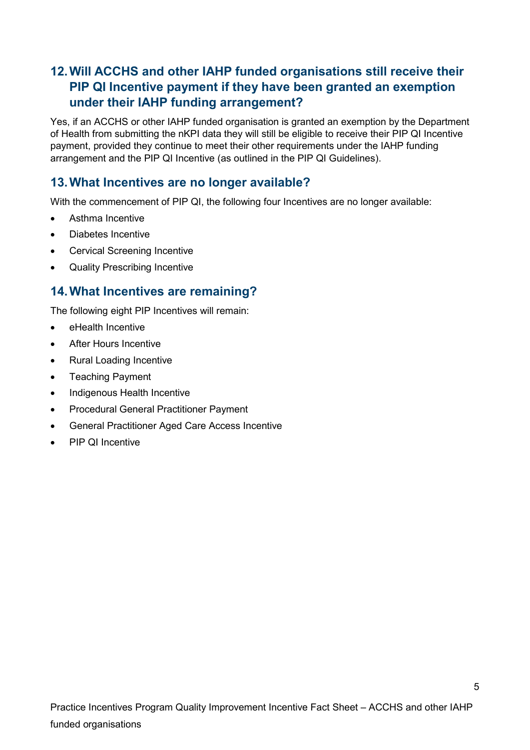## 12. Will ACCHS and other IAHP funded organisations still receive their PIP QI Incentive payment if they have been granted an exemption under their IAHP funding arrangement?

Yes, if an ACCHS or other IAHP funded organisation is granted an exemption by the Department of Health from submitting the nKPI data they will still be eligible to receive their PIP QI Incentive payment, provided they continue to meet their other requirements under the IAHP funding arrangement and the PIP QI Incentive (as outlined in the PIP QI Guidelines).

## 13. What Incentives are no longer available?

With the commencement of PIP QI, the following four Incentives are no longer available:

- Asthma Incentive
- Diabetes Incentive
- Cervical Screening Incentive
- Quality Prescribing Incentive

## 14. What Incentives are remaining?

The following eight PIP Incentives will remain:

- eHealth Incentive
- After Hours Incentive
- Rural Loading Incentive
- Teaching Payment
- Indigenous Health Incentive
- Procedural General Practitioner Payment
- General Practitioner Aged Care Access Incentive
- PIP QI Incentive